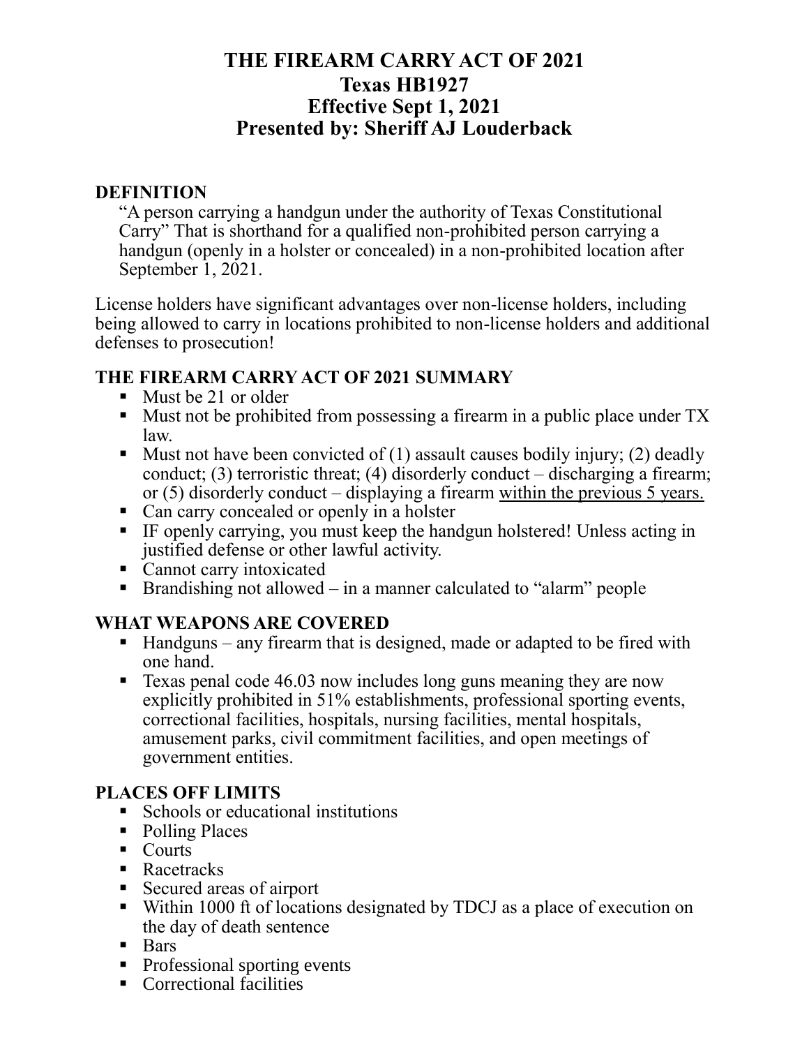# THE FIREARM CARRY ACT OF 2021
# Texas HB1927
# Effective Sept 1, 2021
# Presented by: Sheriff AJ Louderback

## DEFINITION

"A person carrying a handgun under the authority of Texas Constitutional Carry" That is shorthand for a qualified non-prohibited person carrying a handgun (openly in a holster or concealed) in a non-prohibited location after September 1, 2021.

License holders have significant advantages over non-license holders, including being allowed to carry in locations prohibited to non-license holders and additional defenses to prosecution!

## THE FIREARM CARRY ACT OF 2021 SUMMARY

- Must be 21 or older
- Must not be prohibited from possessing a firearm in a public place under TX law.
- Must not have been convicted of (1) assault causes bodily injury; (2) deadly conduct; (3) terroristic threat; (4) disorderly conduct – discharging a firearm; or (5) disorderly conduct – displaying a firearm <u>within the previous 5 years.</u>
- Can carry concealed or openly in a holster
- IF openly carrying, you must keep the handgun holstered! Unless acting in justified defense or other lawful activity.
- Cannot carry intoxicated
- Brandishing not allowed – in a manner calculated to "alarm" people

## WHAT WEAPONS ARE COVERED

- Handguns – any firearm that is designed, made or adapted to be fired with one hand.
- Texas penal code 46.03 now includes long guns meaning they are now explicitly prohibited in 51% establishments, professional sporting events, correctional facilities, hospitals, nursing facilities, mental hospitals, amusement parks, civil commitment facilities, and open meetings of government entities.

## PLACES OFF LIMITS

- Schools or educational institutions
- Polling Places
- Courts
- Racetracks
- Secured areas of airport
- Within 1000 ft of locations designated by TDCJ as a place of execution on the day of death sentence
- Bars
- Professional sporting events
- Correctional facilities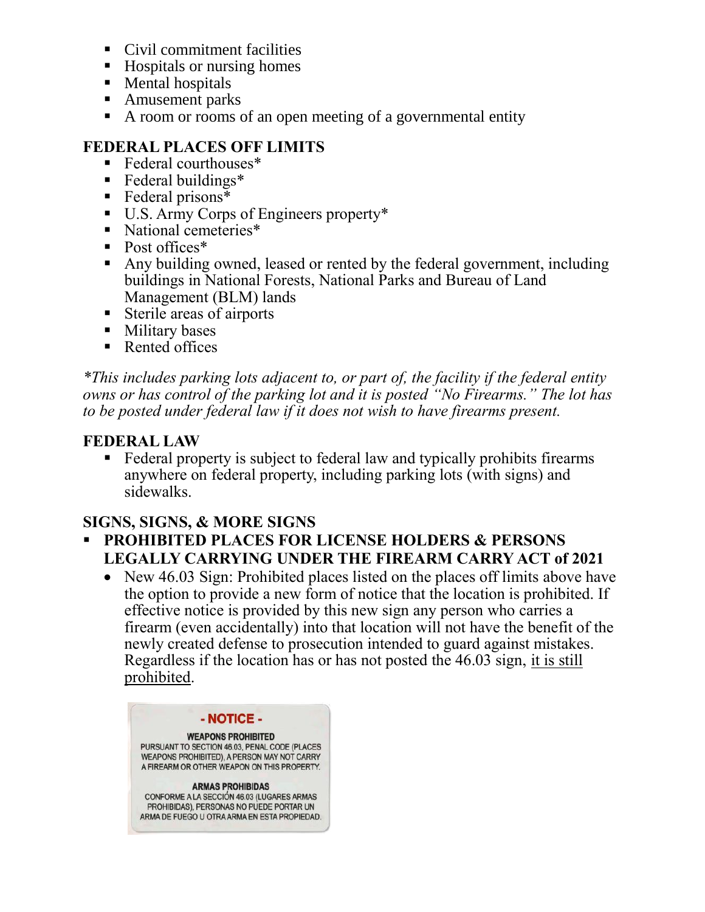- Civil commitment facilities
- Hospitals or nursing homes
- Mental hospitals
- Amusement parks
- A room or rooms of an open meeting of a governmental entity

## FEDERAL PLACES OFF LIMITS

- Federal courthouses*
- Federal buildings*
- Federal prisons*
- U.S. Army Corps of Engineers property*
- National cemeteries*
- Post offices*
- Any building owned, leased or rented by the federal government, including buildings in National Forests, National Parks and Bureau of Land Management (BLM) lands
- Sterile areas of airports
- Military bases
- Rented offices

*\*This includes parking lots adjacent to, or part of, the facility if the federal entity owns or has control of the parking lot and it is posted "No Firearms." The lot has to be posted under federal law if it does not wish to have firearms present.*

## FEDERAL LAW

- Federal property is subject to federal law and typically prohibits firearms anywhere on federal property, including parking lots (with signs) and sidewalks.

## SIGNS, SIGNS, & MORE SIGNS

- **PROHIBITED PLACES FOR LICENSE HOLDERS & PERSONS LEGALLY CARRYING UNDER THE FIREARM CARRY ACT of 2021**
  - New 46.03 Sign: Prohibited places listed on the places off limits above have the option to provide a new form of notice that the location is prohibited. If effective notice is provided by this new sign any person who carries a firearm (even accidentally) into that location will not have the benefit of the newly created defense to prosecution intended to guard against mistakes. Regardless if the location has or has not posted the 46.03 sign, <u>it is still prohibited</u>.

**- NOTICE -**

**WEAPONS PROHIBITED**
PURSUANT TO SECTION 46.03, PENAL CODE (PLACES WEAPONS PROHIBITED), A PERSON MAY NOT CARRY A FIREARM OR OTHER WEAPON ON THIS PROPERTY.

**ARMAS PROHIBIDAS**
CONFORME A LA SECCIÓN 46.03 (LUGARES ARMAS PROHIBIDAS), PERSONAS NO PUEDE PORTAR UN ARMA DE FUEGO U OTRA ARMA EN ESTA PROPIEDAD.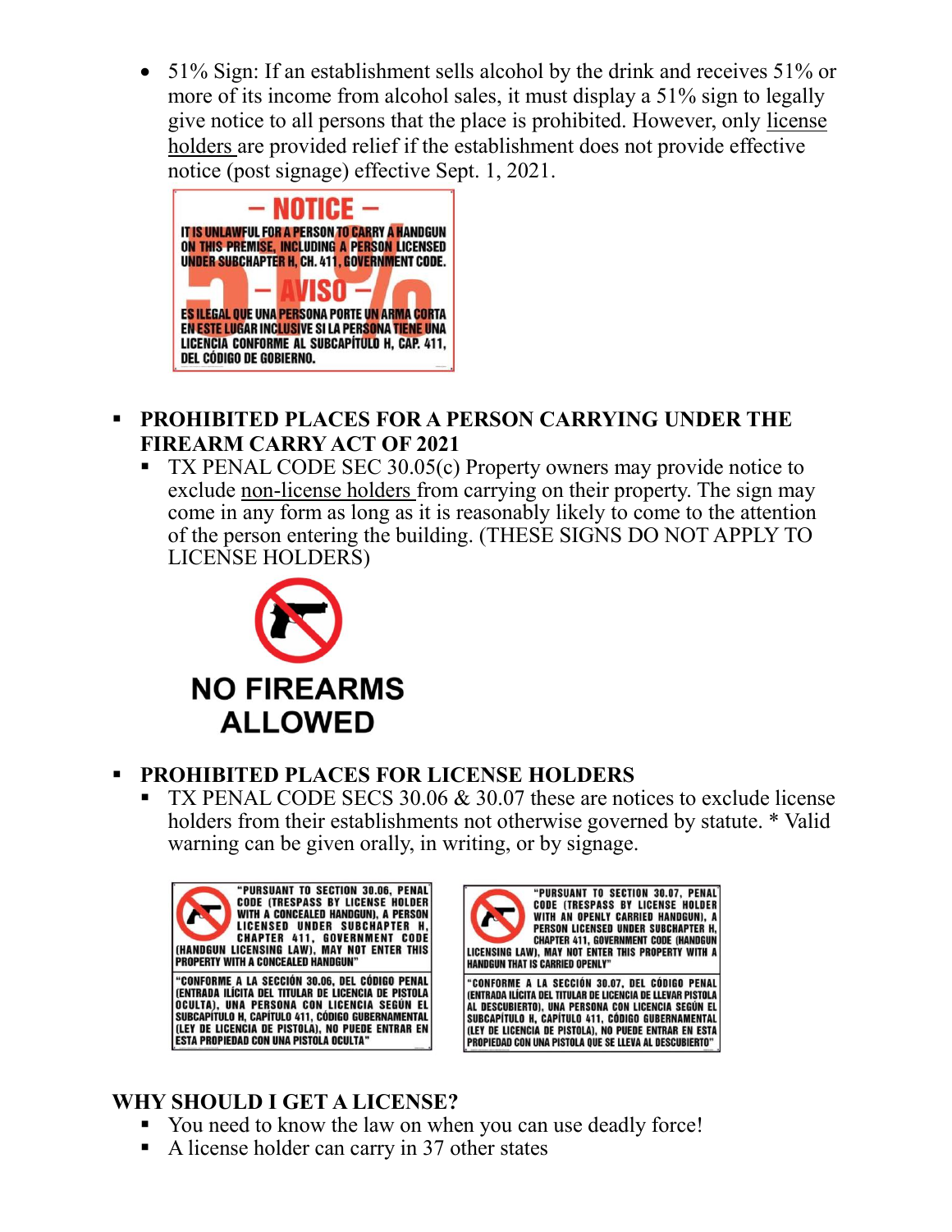- 51% Sign: If an establishment sells alcohol by the drink and receives 51% or more of its income from alcohol sales, it must display a 51% sign to legally give notice to all persons that the place is prohibited. However, only license holders are provided relief if the establishment does not provide effective notice (post signage) effective Sept. 1, 2021.

– NOTICE –

IT IS UNLAWFUL FOR A PERSON TO CARRY A HANDGUN ON THIS PREMISE, INCLUDING A PERSON LICENSED UNDER SUBCHAPTER H, CH. 411, GOVERNMENT CODE.

– AVISO –

ES ILEGAL QUE UNA PERSONA PORTE UN ARMA CORTA EN ESTE LUGAR INCLUSIVE SI LA PERSONA TIENE UNA LICENCIA CONFORME AL SUBCAPÍTULO H, CAP. 411, DEL CÓDIGO DE GOBIERNO.

- **PROHIBITED PLACES FOR A PERSON CARRYING UNDER THE FIREARM CARRY ACT OF 2021**
  - TX PENAL CODE SEC 30.05(c) Property owners may provide notice to exclude non-license holders from carrying on their property. The sign may come in any form as long as it is reasonably likely to come to the attention of the person entering the building. (THESE SIGNS DO NOT APPLY TO LICENSE HOLDERS)

NO FIREARMS ALLOWED

- **PROHIBITED PLACES FOR LICENSE HOLDERS**
  - TX PENAL CODE SECS 30.06 & 30.07 these are notices to exclude license holders from their establishments not otherwise governed by statute. * Valid warning can be given orally, in writing, or by signage.

"PURSUANT TO SECTION 30.06, PENAL CODE (TRESPASS BY LICENSE HOLDER WITH A CONCEALED HANDGUN), A PERSON LICENSED UNDER SUBCHAPTER H, CHAPTER 411, GOVERNMENT CODE (HANDGUN LICENSING LAW), MAY NOT ENTER THIS PROPERTY WITH A CONCEALED HANDGUN"

"CONFORME A LA SECCIÓN 30.06, DEL CÓDIGO PENAL (ENTRADA ILÍCITA DEL TITULAR DE LICENCIA DE PISTOLA OCULTA), UNA PERSONA CON LICENCIA SEGÚN EL SUBCAPÍTULO H, CAPÍTULO 411, CÓDIGO GUBERNAMENTAL (LEY DE LICENCIA DE PISTOLA), NO PUEDE ENTRAR EN ESTA PROPIEDAD CON UNA PISTOLA OCULTA"

"PURSUANT TO SECTION 30.07, PENAL CODE (TRESPASS BY LICENSE HOLDER WITH AN OPENLY CARRIED HANDGUN), A PERSON LICENSED UNDER SUBCHAPTER H, CHAPTER 411, GOVERNMENT CODE (HANDGUN LICENSING LAW), MAY NOT ENTER THIS PROPERTY WITH A HANDGUN THAT IS CARRIED OPENLY"

"CONFORME A LA SECCIÓN 30.07, DEL CÓDIGO PENAL (ENTRADA ILÍCITA DEL TITULAR DE LICENCIA DE LLEVAR PISTOLA AL DESCUBIERTO), UNA PERSONA CON LICENCIA SEGÚN EL SUBCAPÍTULO H, CAPÍTULO 411, CÓDIGO GUBERNAMENTAL (LEY DE LICENCIA DE PISTOLA), NO PUEDE ENTRAR EN ESTA PROPIEDAD CON UNA PISTOLA QUE SE LLEVA AL DESCUBIERTO"

## WHY SHOULD I GET A LICENSE?

- You need to know the law on when you can use deadly force!
- A license holder can carry in 37 other states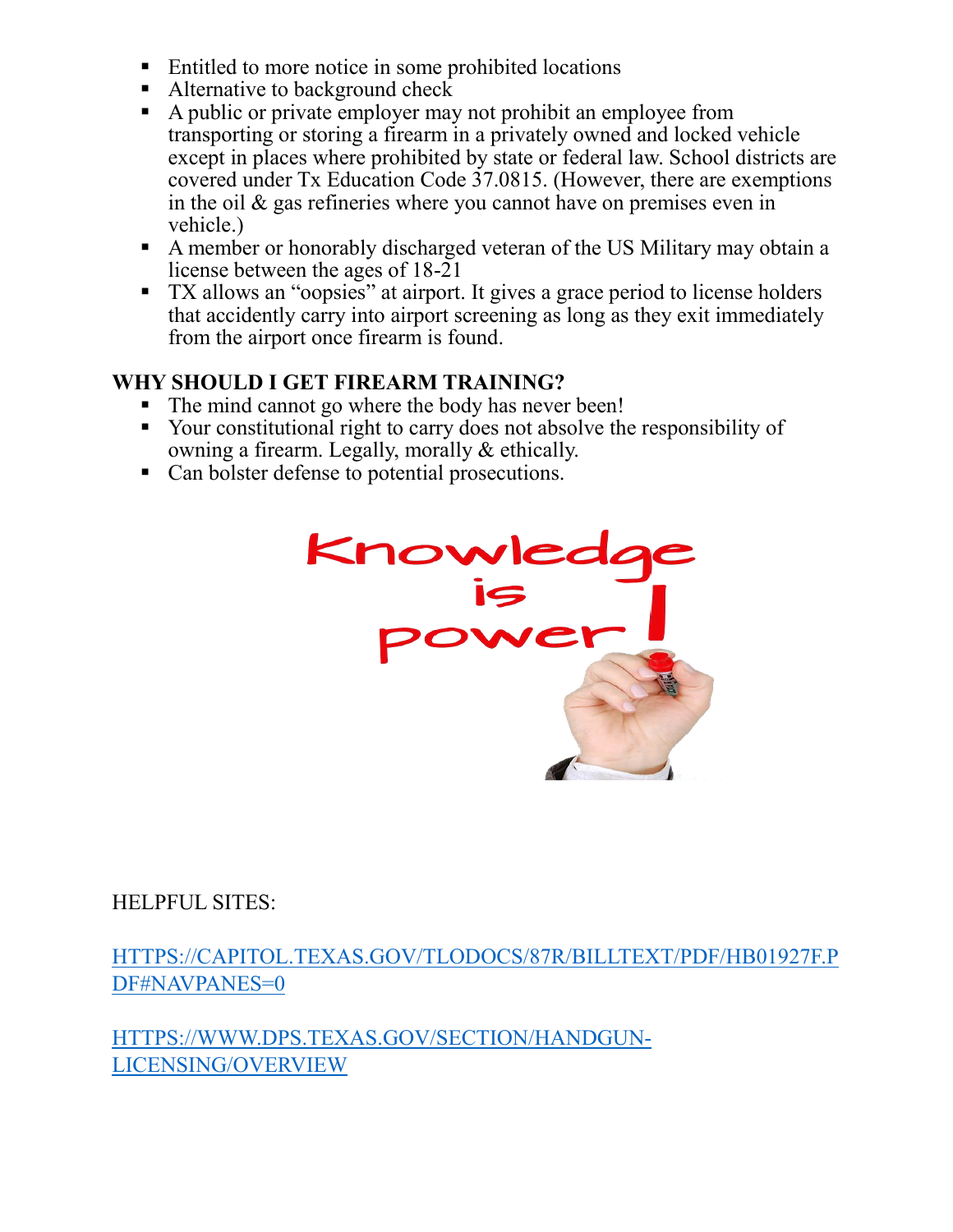- Entitled to more notice in some prohibited locations
- Alternative to background check
- A public or private employer may not prohibit an employee from transporting or storing a firearm in a privately owned and locked vehicle except in places where prohibited by state or federal law. School districts are covered under Tx Education Code 37.0815. (However, there are exemptions in the oil & gas refineries where you cannot have on premises even in vehicle.)
- A member or honorably discharged veteran of the US Military may obtain a license between the ages of 18-21
- TX allows an "oopsies" at airport. It gives a grace period to license holders that accidently carry into airport screening as long as they exit immediately from the airport once firearm is found.

**WHY SHOULD I GET FIREARM TRAINING?**

- The mind cannot go where the body has never been!
- Your constitutional right to carry does not absolve the responsibility of owning a firearm. Legally, morally & ethically.
- Can bolster defense to potential prosecutions.

HELPFUL SITES:

[HTTPS://CAPITOL.TEXAS.GOV/TLODOCS/87R/BILLTEXT/PDF/HB01927F.PDF#NAVPANES=0](HTTPS://CAPITOL.TEXAS.GOV/TLODOCS/87R/BILLTEXT/PDF/HB01927F.PDF#NAVPANES=0)

[HTTPS://WWW.DPS.TEXAS.GOV/SECTION/HANDGUN-LICENSING/OVERVIEW](HTTPS://WWW.DPS.TEXAS.GOV/SECTION/HANDGUN-LICENSING/OVERVIEW)